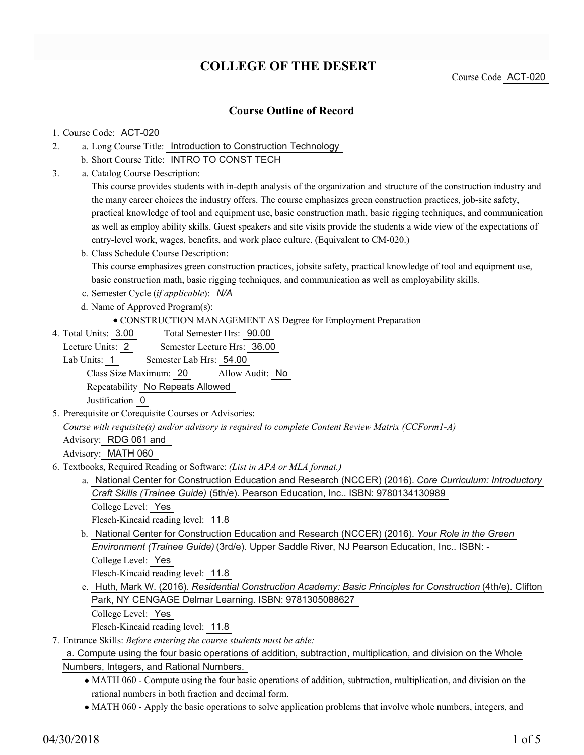# COLLEGE OF THE DESERT

Course Code ACT-020

## Course Outline of Record

1. Course Code: ACT-020
2. a. Long Course Title: Introduction to Construction Technology
   b. Short Course Title: INTRO TO CONST TECH
3. a. Catalog Course Description:
   This course provides students with in-depth analysis of the organization and structure of the construction industry and the many career choices the industry offers. The course emphasizes green construction practices, job-site safety, practical knowledge of tool and equipment use, basic construction math, basic rigging techniques, and communication as well as employ ability skills. Guest speakers and site visits provide the students a wide view of the expectations of entry-level work, wages, benefits, and work place culture. (Equivalent to CM-020.)
   b. Class Schedule Course Description:
   This course emphasizes green construction practices, jobsite safety, practical knowledge of tool and equipment use, basic construction math, basic rigging techniques, and communication as well as employability skills.
   c. Semester Cycle (*if applicable*): *N/A*
   d. Name of Approved Program(s):
      - CONSTRUCTION MANAGEMENT AS Degree for Employment Preparation
4. Total Units: 3.00 Total Semester Hrs: 90.00
   Lecture Units: 2 Semester Lecture Hrs: 36.00
   Lab Units: 1 Semester Lab Hrs: 54.00
   Class Size Maximum: 20 Allow Audit: No
   Repeatability No Repeats Allowed
   Justification 0
5. Prerequisite or Corequisite Courses or Advisories:
   *Course with requisite(s) and/or advisory is required to complete Content Review Matrix (CCForm1-A)*
   Advisory: RDG 061 and
   Advisory: MATH 060
6. Textbooks, Required Reading or Software: *(List in APA or MLA format.)*
   a. National Center for Construction Education and Research (NCCER) (2016). *Core Curriculum: Introductory Craft Skills (Trainee Guide)* (5th/e). Pearson Education, Inc.. ISBN: 9780134130989
      College Level: Yes
      Flesch-Kincaid reading level: 11.8
   b. National Center for Construction Education and Research (NCCER) (2016). *Your Role in the Green Environment (Trainee Guide)* (3rd/e). Upper Saddle River, NJ Pearson Education, Inc.. ISBN: -
      College Level: Yes
      Flesch-Kincaid reading level: 11.8
   c. Huth, Mark W. (2016). *Residential Construction Academy: Basic Principles for Construction* (4th/e). Clifton Park, NY CENGAGE Delmar Learning. ISBN: 9781305088627
      College Level: Yes
      Flesch-Kincaid reading level: 11.8
7. Entrance Skills: *Before entering the course students must be able:*
   a. Compute using the four basic operations of addition, subtraction, multiplication, and division on the Whole Numbers, Integers, and Rational Numbers.
      - MATH 060 - Compute using the four basic operations of addition, subtraction, multiplication, and division on the rational numbers in both fraction and decimal form.
      - MATH 060 - Apply the basic operations to solve application problems that involve whole numbers, integers, and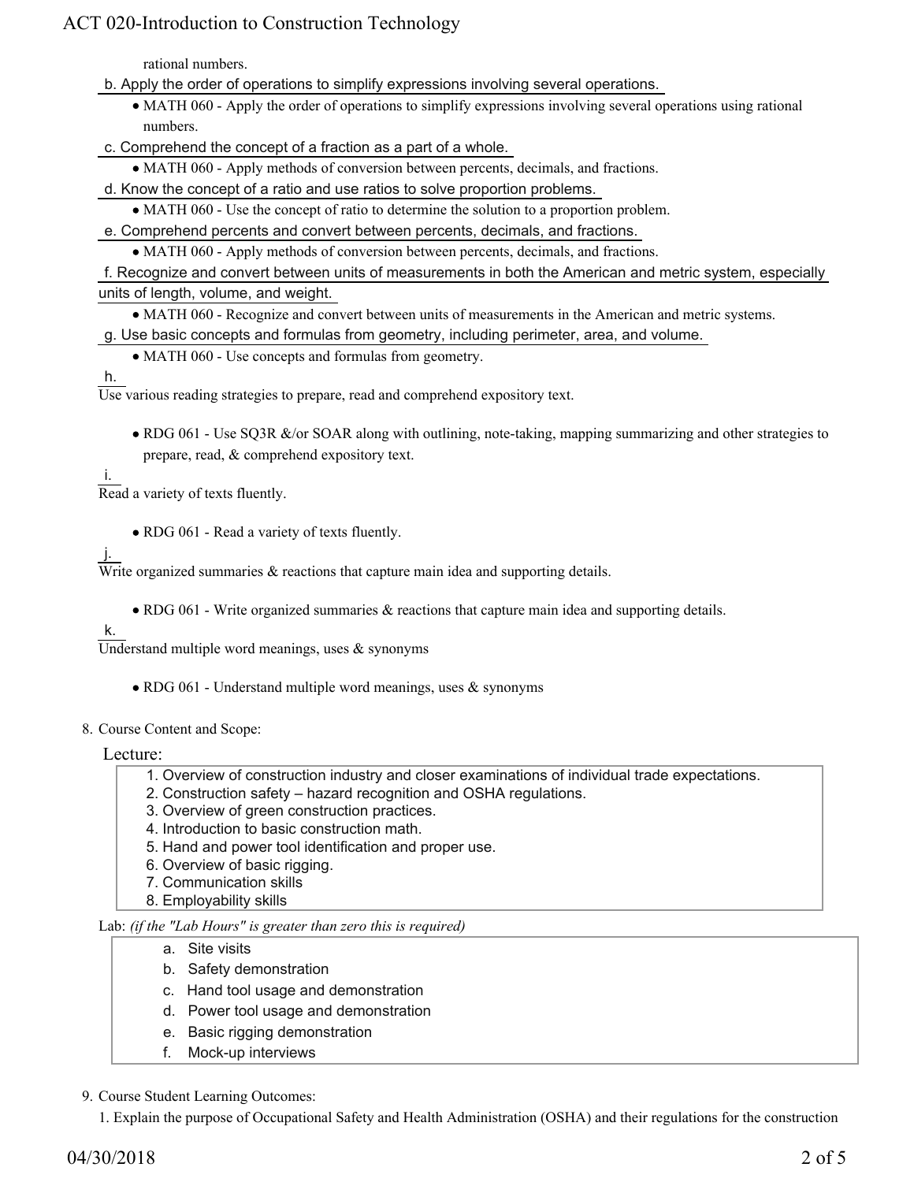rational numbers.

b. Apply the order of operations to simplify expressions involving several operations.

- MATH 060 - Apply the order of operations to simplify expressions involving several operations using rational numbers.

c. Comprehend the concept of a fraction as a part of a whole.

- MATH 060 - Apply methods of conversion between percents, decimals, and fractions.

d. Know the concept of a ratio and use ratios to solve proportion problems.

- MATH 060 - Use the concept of ratio to determine the solution to a proportion problem.

e. Comprehend percents and convert between percents, decimals, and fractions.

- MATH 060 - Apply methods of conversion between percents, decimals, and fractions.

f. Recognize and convert between units of measurements in both the American and metric system, especially units of length, volume, and weight.

- MATH 060 - Recognize and convert between units of measurements in the American and metric systems.

g. Use basic concepts and formulas from geometry, including perimeter, area, and volume.

- MATH 060 - Use concepts and formulas from geometry.

h. Use various reading strategies to prepare, read and comprehend expository text.

- RDG 061 - Use SQ3R &/or SOAR along with outlining, note-taking, mapping summarizing and other strategies to prepare, read, & comprehend expository text.

i. Read a variety of texts fluently.

- RDG 061 - Read a variety of texts fluently.

j. Write organized summaries & reactions that capture main idea and supporting details.

- RDG 061 - Write organized summaries & reactions that capture main idea and supporting details.

k. Understand multiple word meanings, uses & synonyms

- RDG 061 - Understand multiple word meanings, uses & synonyms

8. Course Content and Scope:

Lecture:

1. Overview of construction industry and closer examinations of individual trade expectations.
2. Construction safety – hazard recognition and OSHA regulations.
3. Overview of green construction practices.
4. Introduction to basic construction math.
5. Hand and power tool identification and proper use.
6. Overview of basic rigging.
7. Communication skills
8. Employability skills

Lab: *(if the "Lab Hours" is greater than zero this is required)*

a. Site visits
b. Safety demonstration
c. Hand tool usage and demonstration
d. Power tool usage and demonstration
e. Basic rigging demonstration
f. Mock-up interviews

9. Course Student Learning Outcomes:

1. Explain the purpose of Occupational Safety and Health Administration (OSHA) and their regulations for the construction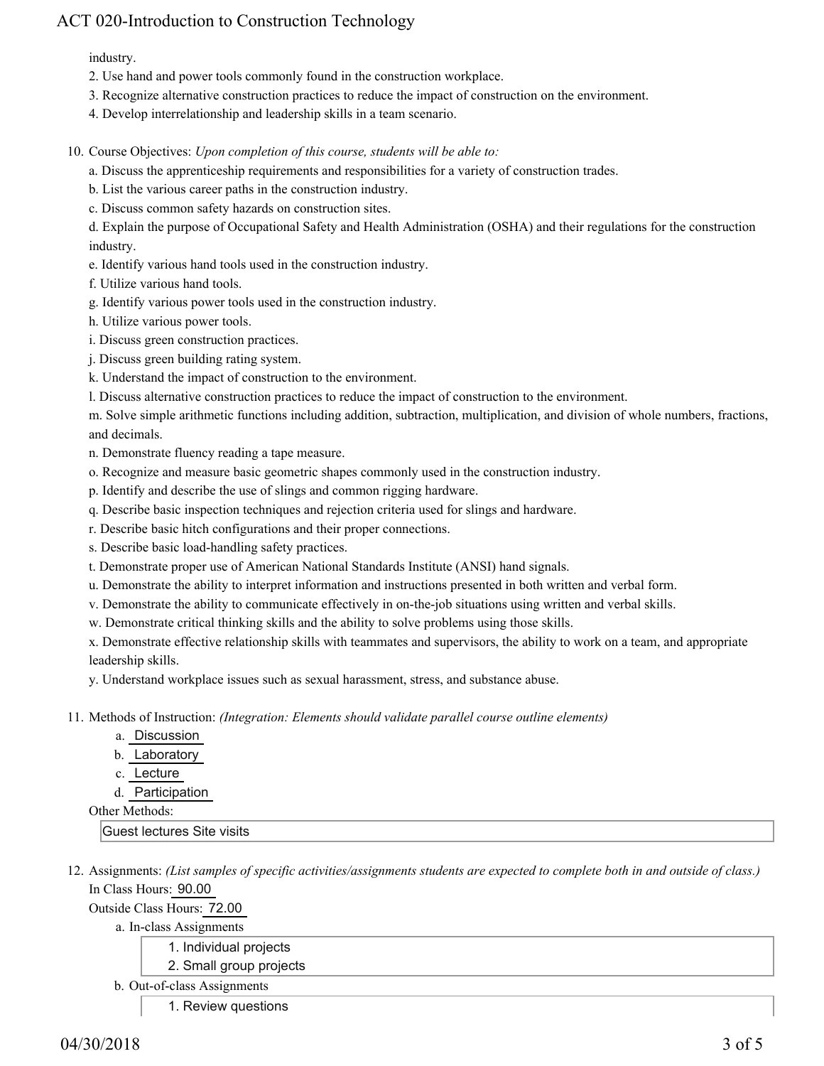industry.

2. Use hand and power tools commonly found in the construction workplace.
3. Recognize alternative construction practices to reduce the impact of construction on the environment.
4. Develop interrelationship and leadership skills in a team scenario.

10. Course Objectives: *Upon completion of this course, students will be able to:*

    a. Discuss the apprenticeship requirements and responsibilities for a variety of construction trades.
    b. List the various career paths in the construction industry.
    c. Discuss common safety hazards on construction sites.
    d. Explain the purpose of Occupational Safety and Health Administration (OSHA) and their regulations for the construction industry.
    e. Identify various hand tools used in the construction industry.
    f. Utilize various hand tools.
    g. Identify various power tools used in the construction industry.
    h. Utilize various power tools.
    i. Discuss green construction practices.
    j. Discuss green building rating system.
    k. Understand the impact of construction to the environment.
    l. Discuss alternative construction practices to reduce the impact of construction to the environment.
    m. Solve simple arithmetic functions including addition, subtraction, multiplication, and division of whole numbers, fractions, and decimals.
    n. Demonstrate fluency reading a tape measure.
    o. Recognize and measure basic geometric shapes commonly used in the construction industry.
    p. Identify and describe the use of slings and common rigging hardware.
    q. Describe basic inspection techniques and rejection criteria used for slings and hardware.
    r. Describe basic hitch configurations and their proper connections.
    s. Describe basic load-handling safety practices.
    t. Demonstrate proper use of American National Standards Institute (ANSI) hand signals.
    u. Demonstrate the ability to interpret information and instructions presented in both written and verbal form.
    v. Demonstrate the ability to communicate effectively in on-the-job situations using written and verbal skills.
    w. Demonstrate critical thinking skills and the ability to solve problems using those skills.
    x. Demonstrate effective relationship skills with teammates and supervisors, the ability to work on a team, and appropriate leadership skills.
    y. Understand workplace issues such as sexual harassment, stress, and substance abuse.

11. Methods of Instruction: *(Integration: Elements should validate parallel course outline elements)*

    a. Discussion
    b. Laboratory
    c. Lecture
    d. Participation

    Other Methods:

    Guest lectures Site visits

12. Assignments: *(List samples of specific activities/assignments students are expected to complete both in and outside of class.)*

    In Class Hours: 90.00

    Outside Class Hours: 72.00

    a. In-class Assignments
        1. Individual projects
        2. Small group projects
    b. Out-of-class Assignments
        1. Review questions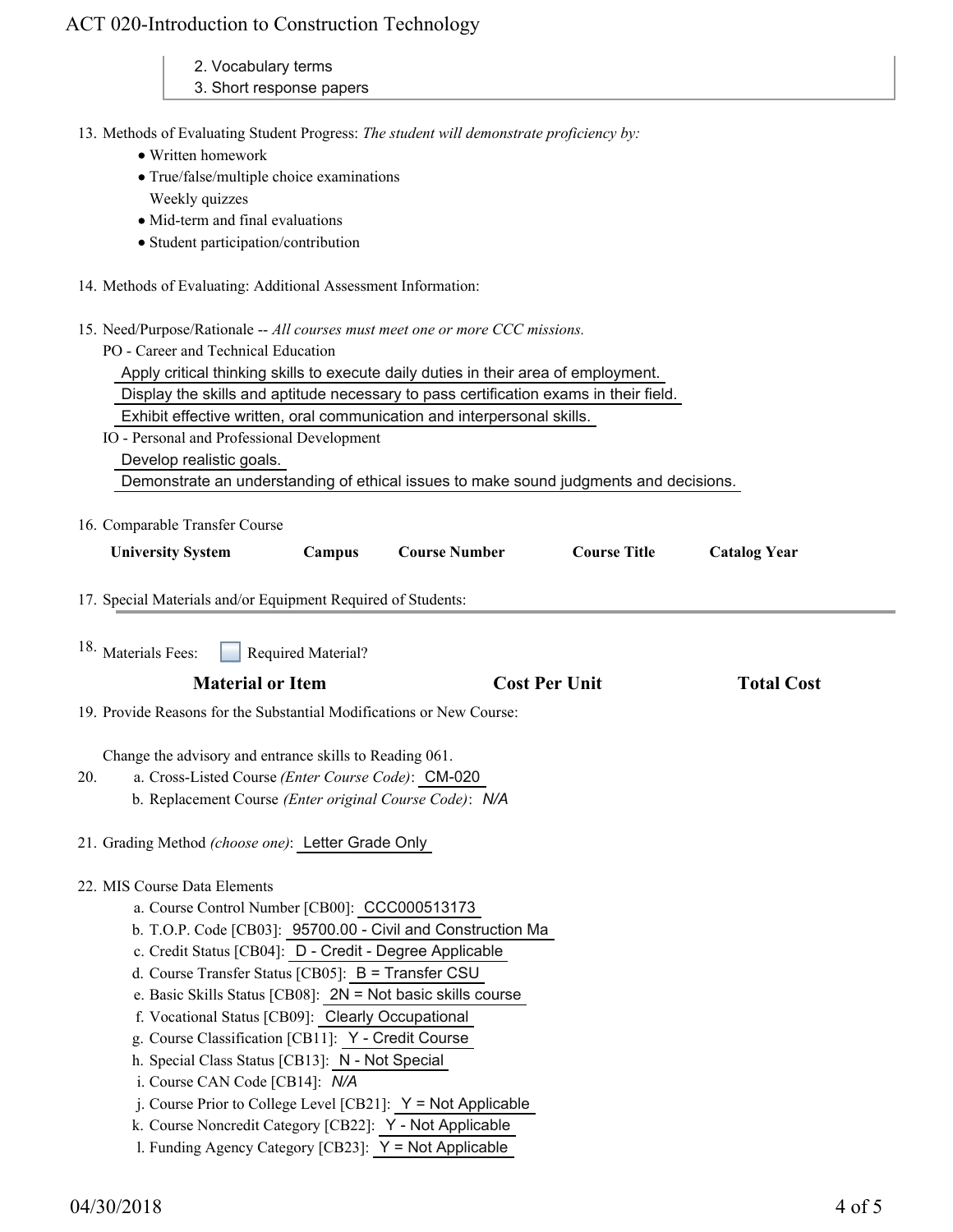2. Vocabulary terms
3. Short response papers

13. Methods of Evaluating Student Progress: *The student will demonstrate proficiency by:*
    - Written homework
    - True/false/multiple choice examinations
      Weekly quizzes
    - Mid-term and final evaluations
    - Student participation/contribution

14. Methods of Evaluating: Additional Assessment Information:

15. Need/Purpose/Rationale -- *All courses must meet one or more CCC missions.*

    PO - Career and Technical Education

    Apply critical thinking skills to execute daily duties in their area of employment.

    Display the skills and aptitude necessary to pass certification exams in their field.

    Exhibit effective written, oral communication and interpersonal skills.

    IO - Personal and Professional Development

    Develop realistic goals.

    Demonstrate an understanding of ethical issues to make sound judgments and decisions.

16. Comparable Transfer Course

| University System | Campus | Course Number | Course Title | Catalog Year |
|---|---|---|---|---|

17. Special Materials and/or Equipment Required of Students:

18. Materials Fees: ☐ Required Material?

| Material or Item | Cost Per Unit | Total Cost |
|---|---|---|

19. Provide Reasons for the Substantial Modifications or New Course:

    Change the advisory and entrance skills to Reading 061.

20. a. Cross-Listed Course *(Enter Course Code)*: CM-020
    b. Replacement Course *(Enter original Course Code)*: *N/A*

21. Grading Method *(choose one)*: Letter Grade Only

22. MIS Course Data Elements
    a. Course Control Number [CB00]: CCC000513173
    b. T.O.P. Code [CB03]: 95700.00 - Civil and Construction Ma
    c. Credit Status [CB04]: D - Credit - Degree Applicable
    d. Course Transfer Status [CB05]: B = Transfer CSU
    e. Basic Skills Status [CB08]: 2N = Not basic skills course
    f. Vocational Status [CB09]: Clearly Occupational
    g. Course Classification [CB11]: Y - Credit Course
    h. Special Class Status [CB13]: N - Not Special
    i. Course CAN Code [CB14]: *N/A*
    j. Course Prior to College Level [CB21]: Y = Not Applicable
    k. Course Noncredit Category [CB22]: Y - Not Applicable
    l. Funding Agency Category [CB23]: Y = Not Applicable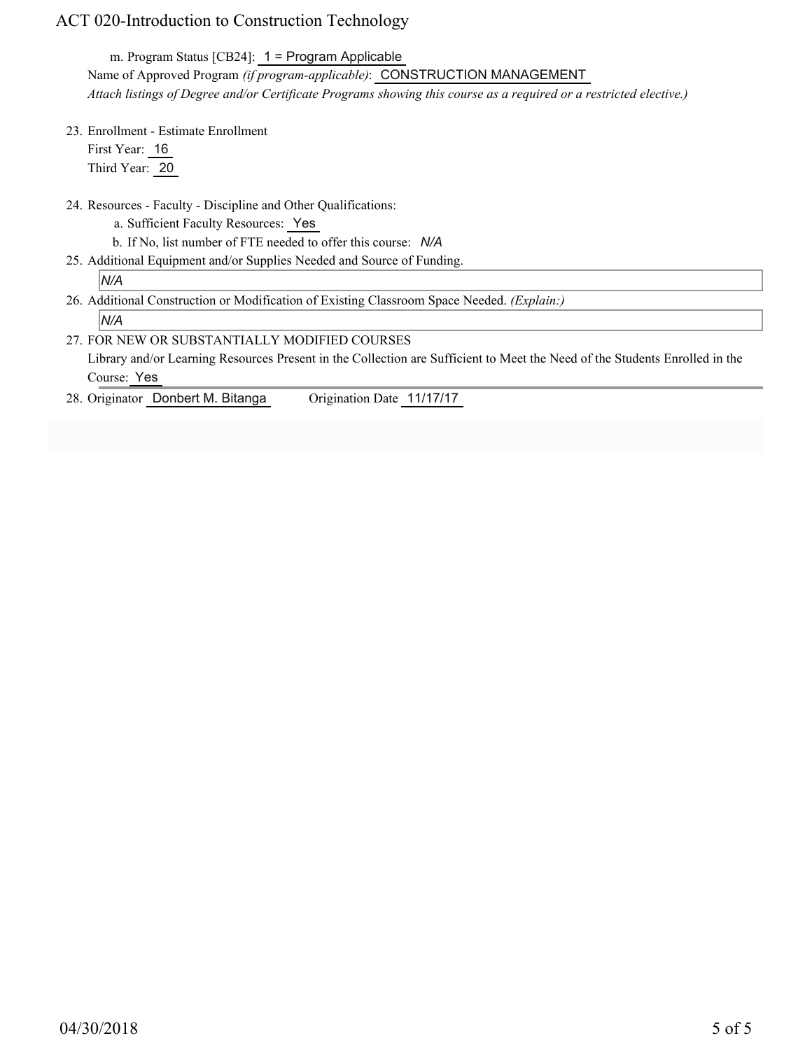m. Program Status [CB24]: 1 = Program Applicable

Name of Approved Program *(if program-applicable)*: CONSTRUCTION MANAGEMENT

*Attach listings of Degree and/or Certificate Programs showing this course as a required or a restricted elective.)*

23. Enrollment - Estimate Enrollment

    First Year: 16

    Third Year: 20

24. Resources - Faculty - Discipline and Other Qualifications:

    a. Sufficient Faculty Resources: Yes

    b. If No, list number of FTE needed to offer this course: *N/A*

25. Additional Equipment and/or Supplies Needed and Source of Funding.

    *N/A*

26. Additional Construction or Modification of Existing Classroom Space Needed. *(Explain:)*

    *N/A*

27. FOR NEW OR SUBSTANTIALLY MODIFIED COURSES

    Library and/or Learning Resources Present in the Collection are Sufficient to Meet the Need of the Students Enrolled in the Course: Yes

28. Originator Donbert M. Bitanga Origination Date 11/17/17